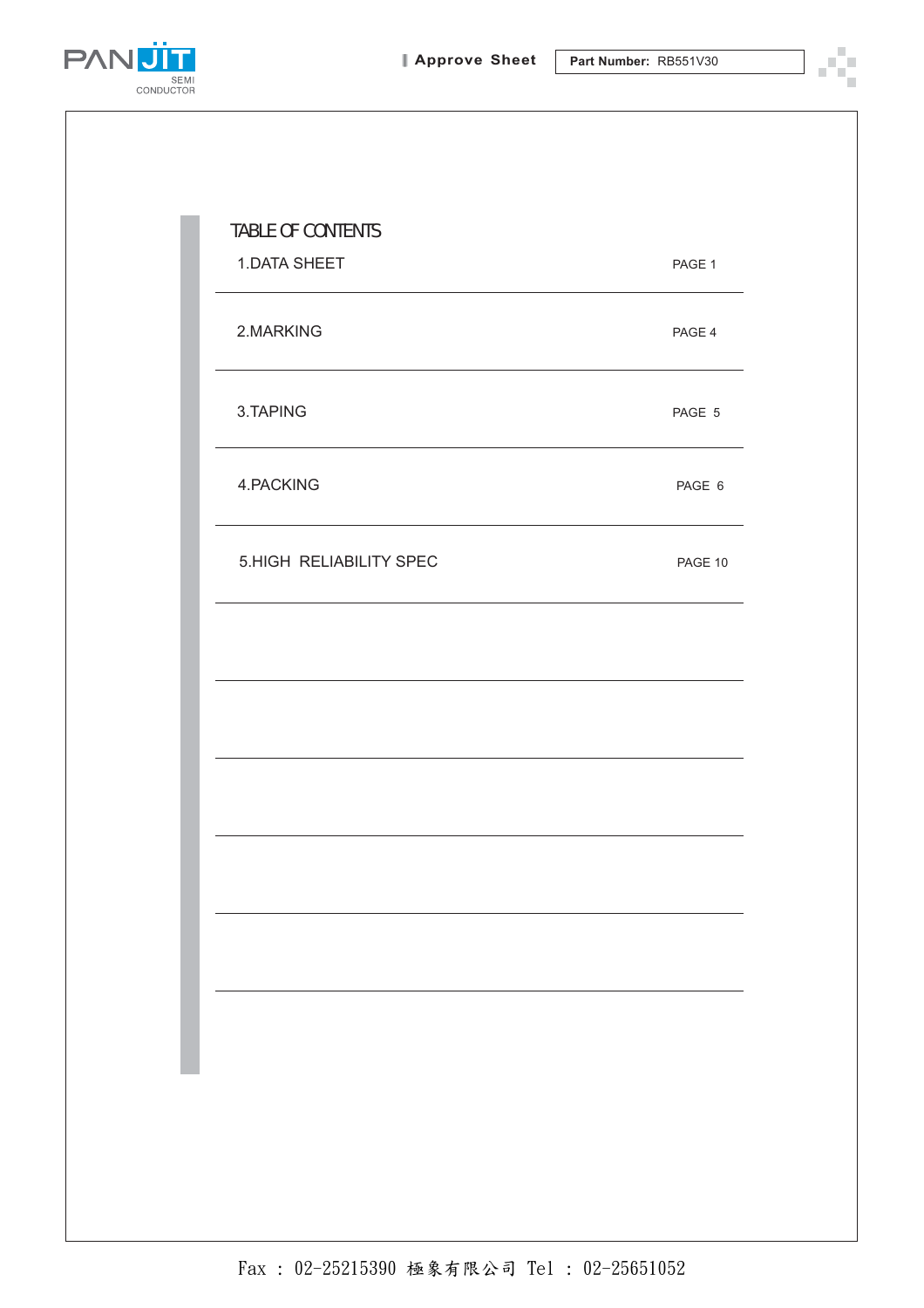# TABLE OF CONTENTS

| | |
|---|---|
| 1.DATA SHEET | PAGE 1 |
| 2.MARKING | PAGE 4 |
| 3.TAPING | PAGE 5 |
| 4.PACKING | PAGE 6 |
| 5.HIGH RELIABILITY SPEC | PAGE 10 |

Fax : 02-25215390 極象有限公司 Tel : 02-25651052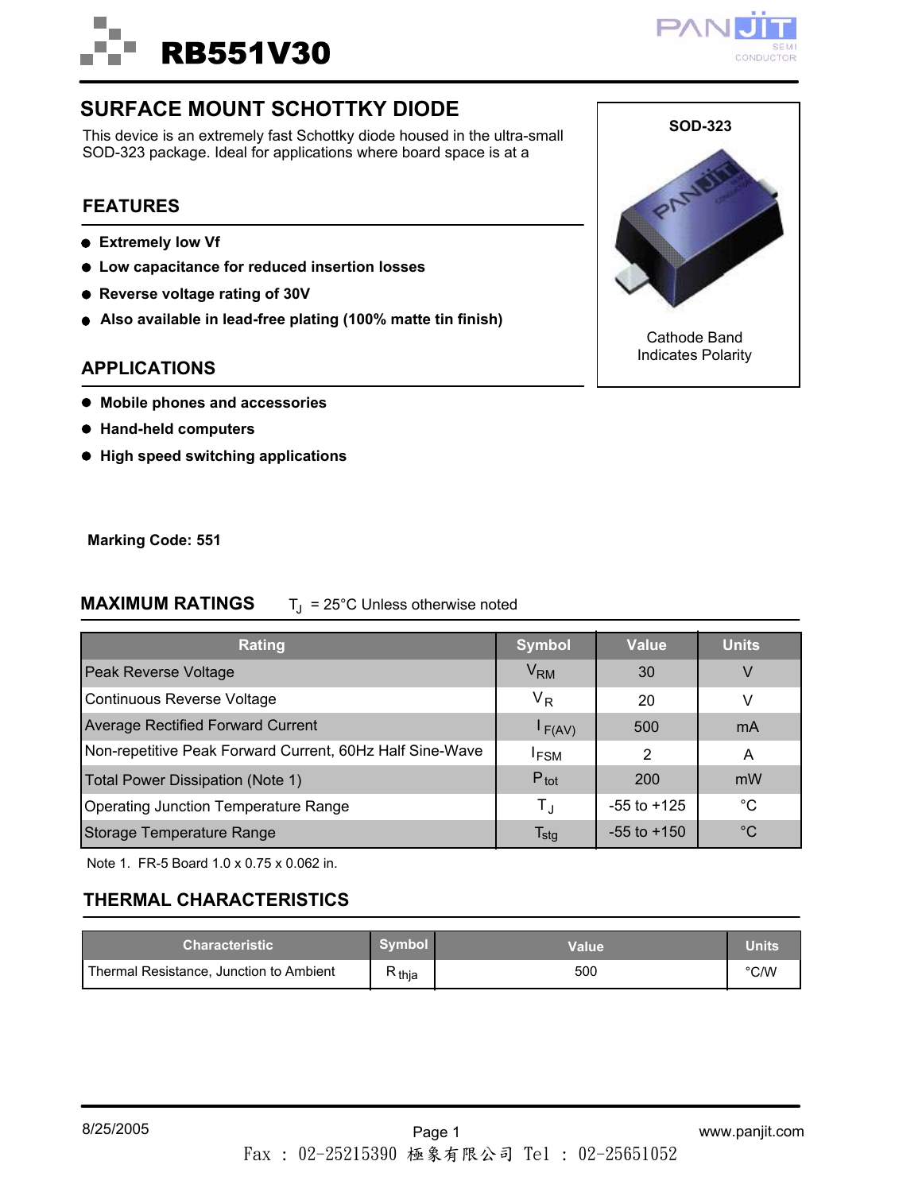# RB551V30

## SURFACE MOUNT SCHOTTKY DIODE

This device is an extremely fast Schottky diode housed in the ultra-small SOD-323 package. Ideal for applications where board space is at a

SOD-323

Cathode Band Indicates Polarity

### FEATURES

- **Extremely low Vf**
- **Low capacitance for reduced insertion losses**
- **Reverse voltage rating of 30V**
- **Also available in lead-free plating (100% matte tin finish)**

### APPLICATIONS

- **Mobile phones and accessories**
- **Hand-held computers**
- **High speed switching applications**

**Marking Code: 551**

### MAXIMUM RATINGS   $T_J$ = 25°C Unless otherwise noted

| Rating | Symbol | Value | Units |
|---|---|---|---|
| Peak Reverse Voltage | $V_{RM}$ | 30 | V |
| Continuous Reverse Voltage | $V_R$ | 20 | V |
| Average Rectified Forward Current | $I_{F(AV)}$ | 500 | mA |
| Non-repetitive Peak Forward Current, 60Hz Half Sine-Wave | $I_{FSM}$ | 2 | A |
| Total Power Dissipation (Note 1) | $P_{tot}$ | 200 | mW |
| Operating Junction Temperature Range | $T_J$ | -55 to +125 | °C |
| Storage Temperature Range | $T_{stg}$ | -55 to +150 | °C |

Note 1. FR-5 Board 1.0 x 0.75 x 0.062 in.

### THERMAL CHARACTERISTICS

| Characteristic | Symbol | Value | Units |
|---|---|---|---|
| Thermal Resistance, Junction to Ambient | $R_{thja}$ | 500 | °C/W |

8/25/2005

www.panjit.com

Fax : 02-25215390 極象有限公司 Tel : 02-25651052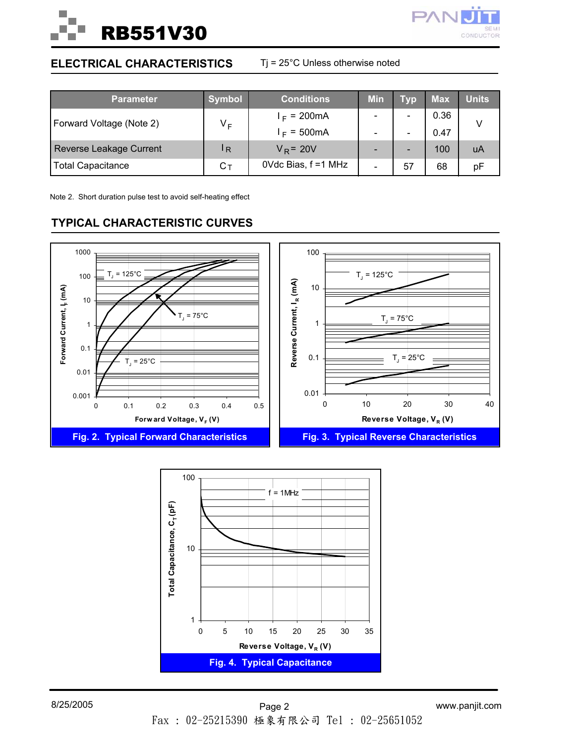## ELECTRICAL CHARACTERISTICS

Tj = 25°C Unless otherwise noted

| Parameter | Symbol | Conditions | Min | Typ | Max | Units |
|---|---|---|---|---|---|---|
| Forward Voltage (Note 2) | $V_F$ | $I_F$ = 200mA | - | - | 0.36 | V |
| | | $I_F$ = 500mA | - | - | 0.47 | |
| Reverse Leakage Current | $I_R$ | $V_R$ = 20V | - | - | 100 | uA |
| Total Capacitance | $C_T$ | 0Vdc Bias, f =1 MHz | - | 57 | 68 | pF |

Note 2. Short duration pulse test to avoid self-heating effect

## TYPICAL CHARACTERISTIC CURVES

1000
100
10
1
0.1
0.01
0.001
0 0.1 0.2 0.3 0.4 0.5
$T_J$ = 125°C
$T_J$ = 75°C
$T_J$ = 25°C
Forward Current, $I_F$ (mA)
Forward Voltage, $V_F$ (V)

Fig. 2. Typical Forward Characteristics

100
10
1
0.1
0.01
0 10 20 30 40
$T_J$ = 125°C
$T_J$ = 75°C
$T_J$ = 25°C
Reverse Current, $I_R$ (mA)
Reverse Voltage, $V_R$ (V)

Fig. 3. Typical Reverse Characteristics

100
10
1
0 5 10 15 20 25 30 35
f = 1MHz
Total Capacitance, $C_T$ (pF)
Reverse Voltage, $V_R$ (V)

Fig. 4. Typical Capacitance

8/25/2005

www.panjit.com

Fax : 02-25215390 極象有限公司 Tel : 02-25651052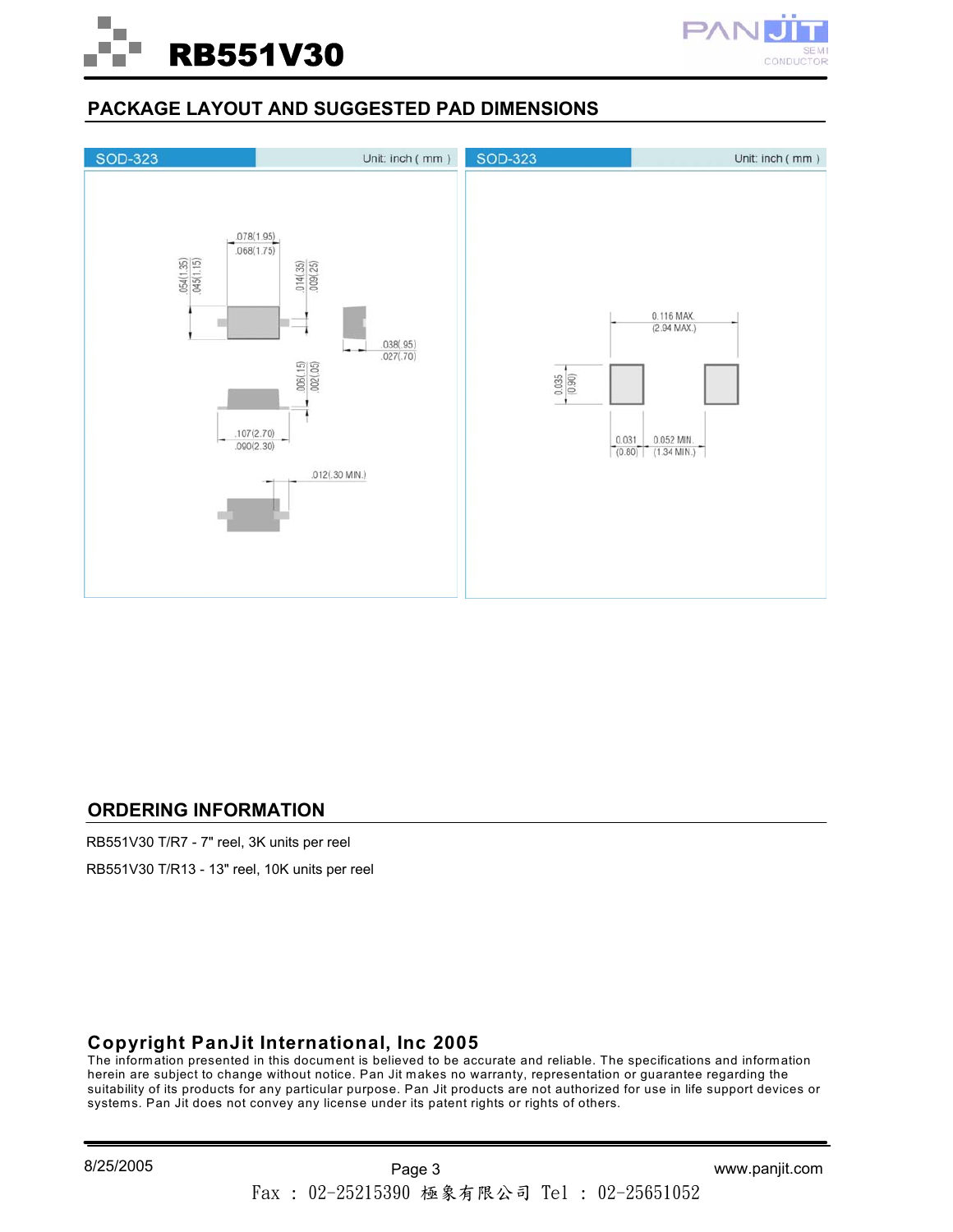## PACKAGE LAYOUT AND SUGGESTED PAD DIMENSIONS

SOD-323 Unit: inch ( mm )

.078(1.95)
.068(1.75)
.054(1.35)
.045(1.15)
.014(.35)
.009(.25)
.038(.95)
.027(.70)
.006(.15)
.002(.05)
.107(2.70)
.090(2.30)
.012(.30 MIN.)

SOD-323 Unit: inch ( mm )

0.116 MAX.
(2.94 MAX.)
0.035
(0.90)
0.031
(0.80)
0.052 MIN.
(1.34 MIN.)

## ORDERING INFORMATION

RB551V30 T/R7 - 7" reel, 3K units per reel

RB551V30 T/R13 - 13" reel, 10K units per reel

### Copyright PanJit International, Inc 2005

The information presented in this document is believed to be accurate and reliable. The specifications and information herein are subject to change without notice. Pan Jit makes no warranty, representation or guarantee regarding the suitability of its products for any particular purpose. Pan Jit products are not authorized for use in life support devices or systems. Pan Jit does not convey any license under its patent rights or rights of others.

8/25/2005 www.panjit.com

Fax : 02-25215390 極象有限公司 Tel : 02-25651052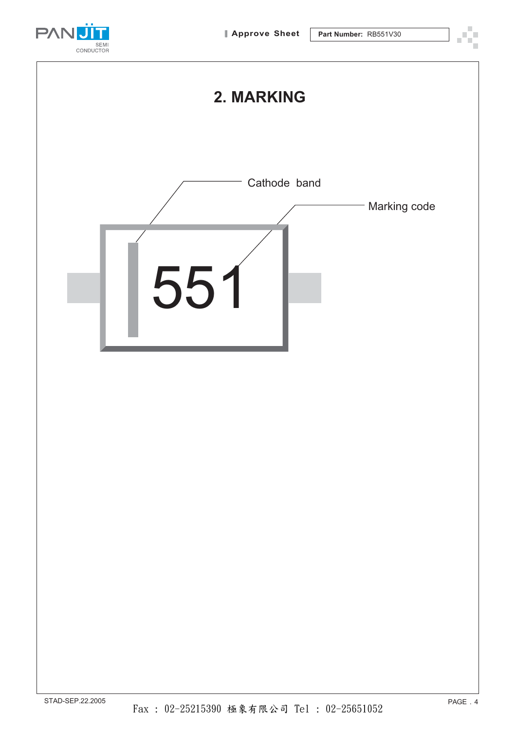## 2. MARKING

Cathode band

Marking code

551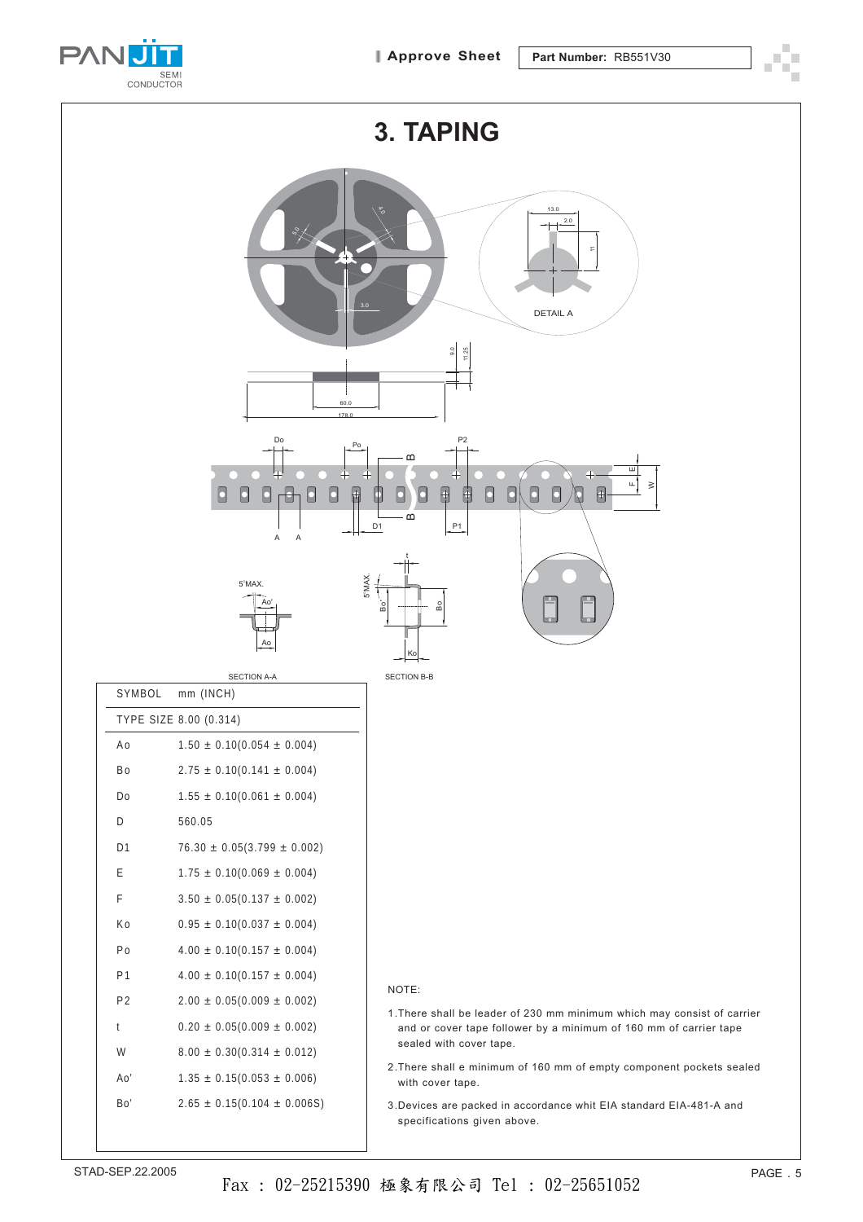# 3. TAPING

13.0
2.0
11
DETAIL A
5.0
4.0
3.0
9.0
11.25
60.0
178.0

Do
Po
P2
B
E
F
W
A A
D1
P1
B

5°MAX.
Ao'
Ao
SECTION A-A

t
5°MAX.
Bo'
Bo
Ko
SECTION B-B

| SYMBOL | mm (INCH) |
|---|---|
| TYPE SIZE | 8.00 (0.314) |
| Ao | 1.50 ± 0.10(0.054 ± 0.004) |
| Bo | 2.75 ± 0.10(0.141 ± 0.004) |
| Do | 1.55 ± 0.10(0.061 ± 0.004) |
| D | 560.05 |
| D1 | 76.30 ± 0.05(3.799 ± 0.002) |
| E | 1.75 ± 0.10(0.069 ± 0.004) |
| F | 3.50 ± 0.05(0.137 ± 0.002) |
| Ko | 0.95 ± 0.10(0.037 ± 0.004) |
| Po | 4.00 ± 0.10(0.157 ± 0.004) |
| P1 | 4.00 ± 0.10(0.157 ± 0.004) |
| P2 | 2.00 ± 0.05(0.009 ± 0.002) |
| t | 0.20 ± 0.05(0.009 ± 0.002) |
| W | 8.00 ± 0.30(0.314 ± 0.012) |
| Ao' | 1.35 ± 0.15(0.053 ± 0.006) |
| Bo' | 2.65 ± 0.15(0.104 ± 0.006S) |

NOTE:

1. There shall be leader of 230 mm minimum which may consist of carrier and or cover tape follower by a minimum of 160 mm of carrier tape sealed with cover tape.
2. There shall e minimum of 160 mm of empty component pockets sealed with cover tape.
3. Devices are packed in accordance whit EIA standard EIA-481-A and specifications given above.

STAD-SEP.22.2005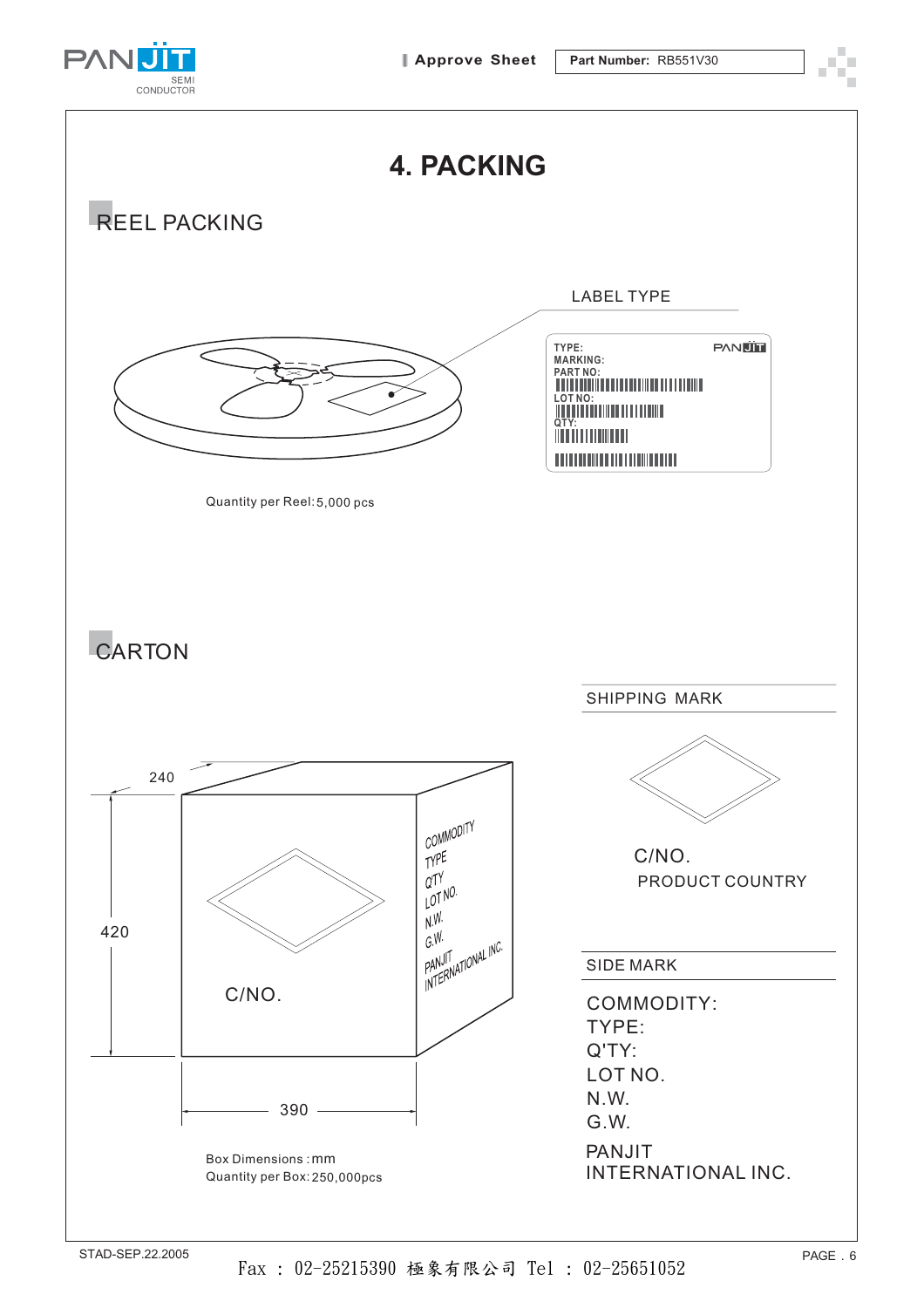# 4. PACKING

## REEL PACKING

LABEL TYPE

TYPE:
MARKING:
PART NO:
LOT NO:
QTY:

Quantity per Reel: 5,000 pcs

## CARTON

240

420

390

C/NO.

COMMODITY
TYPE
Q'TY
LOT NO.
N.W.
G.W.
PANJIT
INTERNATIONAL INC.

Box Dimensions : mm
Quantity per Box: 250,000pcs

SHIPPING MARK

C/NO.
PRODUCT COUNTRY

SIDE MARK

COMMODITY:
TYPE:
Q'TY:
LOT NO.
N.W.
G.W.

PANJIT
INTERNATIONAL INC.

STAD-SEP.22.2005

Fax : 02-25215390 極象有限公司 Tel : 02-25651052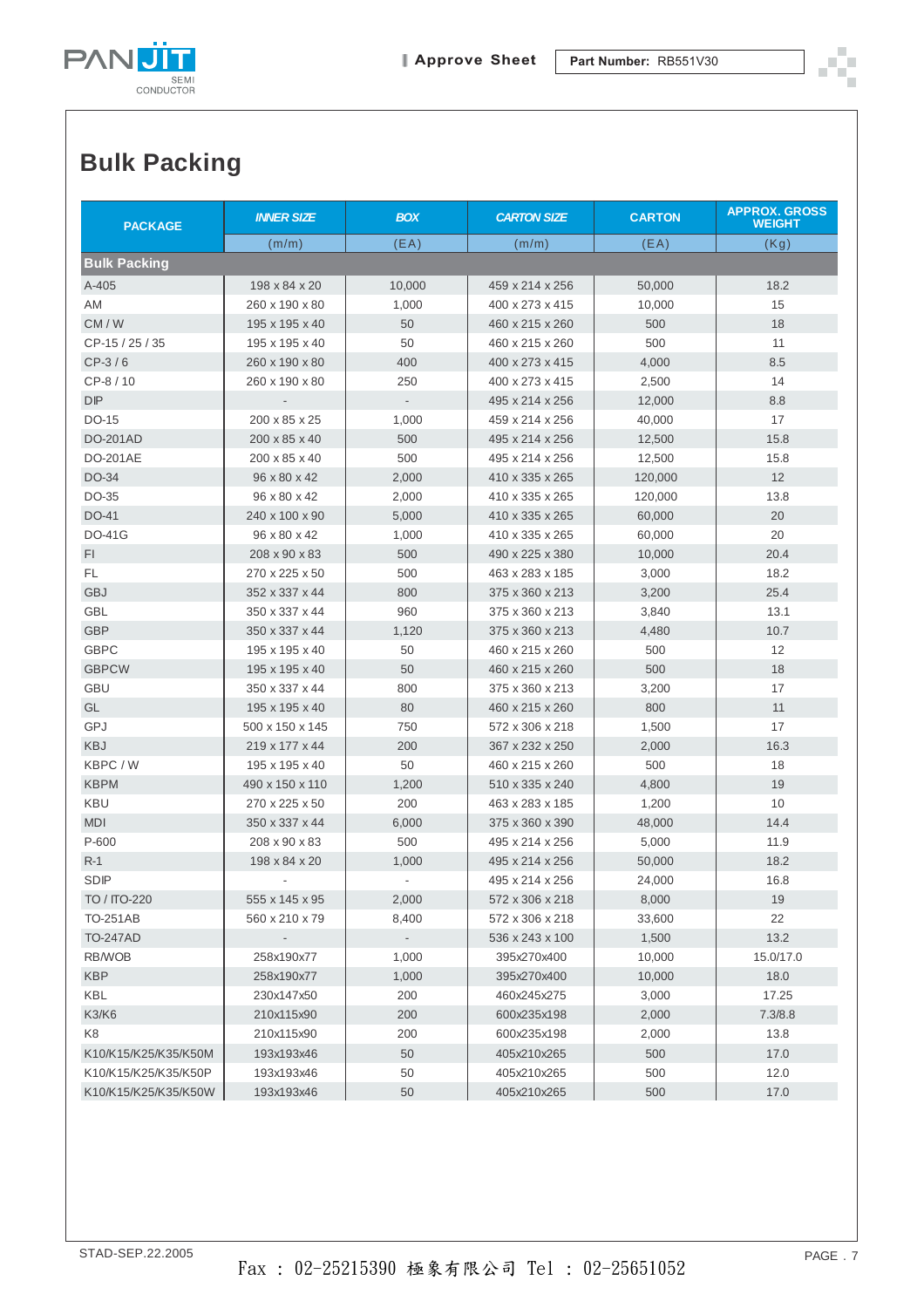# Bulk Packing

| PACKAGE | INNER SIZE | BOX | CARTON SIZE | CARTON | APPROX. GROSS WEIGHT |
|---|---|---|---|---|---|
| | (m/m) | (EA) | (m/m) | (EA) | (Kg) |
| **Bulk Packing** | | | | | |
| A-405 | 198 x 84 x 20 | 10,000 | 459 x 214 x 256 | 50,000 | 18.2 |
| AM | 260 x 190 x 80 | 1,000 | 400 x 273 x 415 | 10,000 | 15 |
| CM / W | 195 x 195 x 40 | 50 | 460 x 215 x 260 | 500 | 18 |
| CP-15 / 25 / 35 | 195 x 195 x 40 | 50 | 460 x 215 x 260 | 500 | 11 |
| CP-3 / 6 | 260 x 190 x 80 | 400 | 400 x 273 x 415 | 4,000 | 8.5 |
| CP-8 / 10 | 260 x 190 x 80 | 250 | 400 x 273 x 415 | 2,500 | 14 |
| DIP | - | - | 495 x 214 x 256 | 12,000 | 8.8 |
| DO-15 | 200 x 85 x 25 | 1,000 | 459 x 214 x 256 | 40,000 | 17 |
| DO-201AD | 200 x 85 x 40 | 500 | 495 x 214 x 256 | 12,500 | 15.8 |
| DO-201AE | 200 x 85 x 40 | 500 | 495 x 214 x 256 | 12,500 | 15.8 |
| DO-34 | 96 x 80 x 42 | 2,000 | 410 x 335 x 265 | 120,000 | 12 |
| DO-35 | 96 x 80 x 42 | 2,000 | 410 x 335 x 265 | 120,000 | 13.8 |
| DO-41 | 240 x 100 x 90 | 5,000 | 410 x 335 x 265 | 60,000 | 20 |
| DO-41G | 96 x 80 x 42 | 1,000 | 410 x 335 x 265 | 60,000 | 20 |
| FI | 208 x 90 x 83 | 500 | 490 x 225 x 380 | 10,000 | 20.4 |
| FL | 270 x 225 x 50 | 500 | 463 x 283 x 185 | 3,000 | 18.2 |
| GBJ | 352 x 337 x 44 | 800 | 375 x 360 x 213 | 3,200 | 25.4 |
| GBL | 350 x 337 x 44 | 960 | 375 x 360 x 213 | 3,840 | 13.1 |
| GBP | 350 x 337 x 44 | 1,120 | 375 x 360 x 213 | 4,480 | 10.7 |
| GBPC | 195 x 195 x 40 | 50 | 460 x 215 x 260 | 500 | 12 |
| GBPCW | 195 x 195 x 40 | 50 | 460 x 215 x 260 | 500 | 18 |
| GBU | 350 x 337 x 44 | 800 | 375 x 360 x 213 | 3,200 | 17 |
| GL | 195 x 195 x 40 | 80 | 460 x 215 x 260 | 800 | 11 |
| GPJ | 500 x 150 x 145 | 750 | 572 x 306 x 218 | 1,500 | 17 |
| KBJ | 219 x 177 x 44 | 200 | 367 x 232 x 250 | 2,000 | 16.3 |
| KBPC / W | 195 x 195 x 40 | 50 | 460 x 215 x 260 | 500 | 18 |
| KBPM | 490 x 150 x 110 | 1,200 | 510 x 335 x 240 | 4,800 | 19 |
| KBU | 270 x 225 x 50 | 200 | 463 x 283 x 185 | 1,200 | 10 |
| MDI | 350 x 337 x 44 | 6,000 | 375 x 360 x 390 | 48,000 | 14.4 |
| P-600 | 208 x 90 x 83 | 500 | 495 x 214 x 256 | 5,000 | 11.9 |
| R-1 | 198 x 84 x 20 | 1,000 | 495 x 214 x 256 | 50,000 | 18.2 |
| SDIP | - | - | 495 x 214 x 256 | 24,000 | 16.8 |
| TO / ITO-220 | 555 x 145 x 95 | 2,000 | 572 x 306 x 218 | 8,000 | 19 |
| TO-251AB | 560 x 210 x 79 | 8,400 | 572 x 306 x 218 | 33,600 | 22 |
| TO-247AD | - | - | 536 x 243 x 100 | 1,500 | 13.2 |
| RB/WOB | 258x190x77 | 1,000 | 395x270x400 | 10,000 | 15.0/17.0 |
| KBP | 258x190x77 | 1,000 | 395x270x400 | 10,000 | 18.0 |
| KBL | 230x147x50 | 200 | 460x245x275 | 3,000 | 17.25 |
| K3/K6 | 210x115x90 | 200 | 600x235x198 | 2,000 | 7.3/8.8 |
| K8 | 210x115x90 | 200 | 600x235x198 | 2,000 | 13.8 |
| K10/K15/K25/K35/K50M | 193x193x46 | 50 | 405x210x265 | 500 | 17.0 |
| K10/K15/K25/K35/K50P | 193x193x46 | 50 | 405x210x265 | 500 | 12.0 |
| K10/K15/K25/K35/K50W | 193x193x46 | 50 | 405x210x265 | 500 | 17.0 |

STAD-SEP.22.2005

Fax : 02-25215390 極象有限公司 Tel : 02-25651052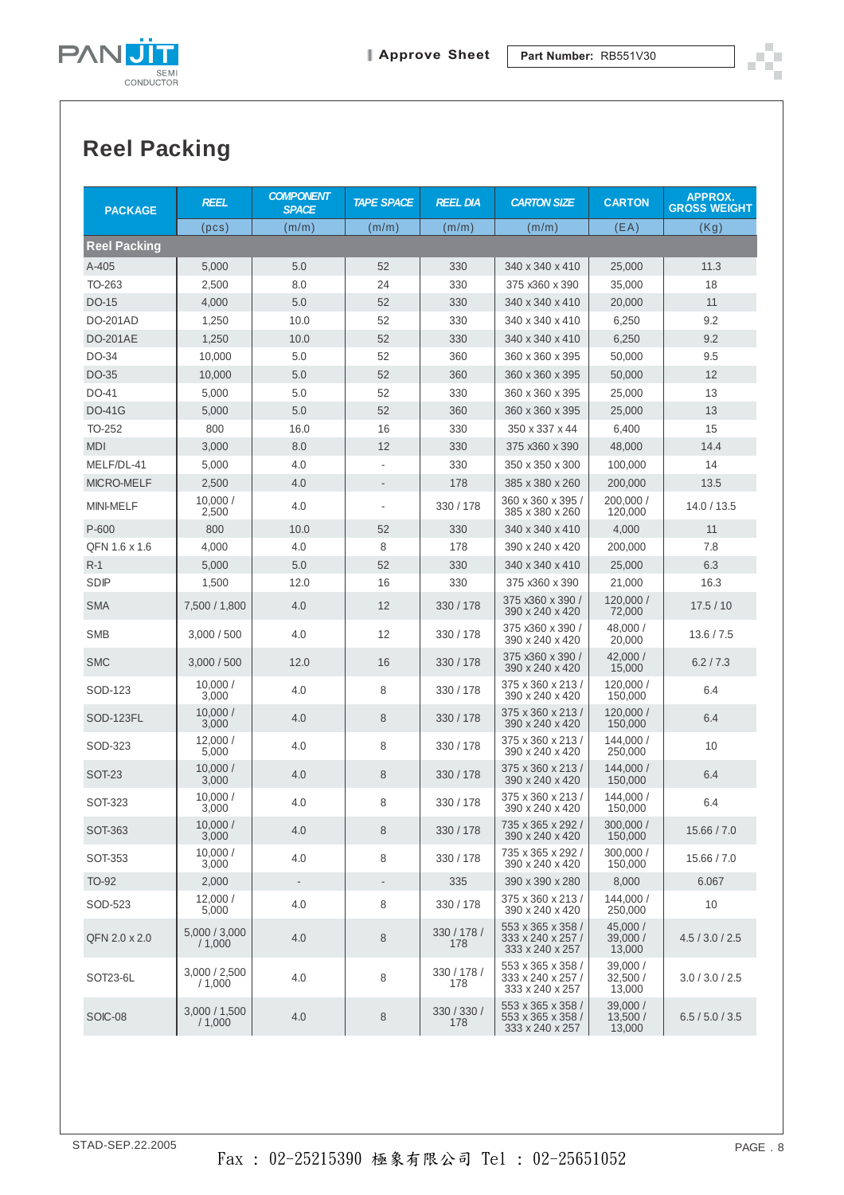## Reel Packing

| PACKAGE | REEL | COMPONENT SPACE | TAPE SPACE | REEL DIA | CARTON SIZE | CARTON | APPROX. GROSS WEIGHT |
|---|---|---|---|---|---|---|---|
| | (pcs) | (m/m) | (m/m) | (m/m) | (m/m) | (EA) | (Kg) |
| **Reel Packing** | | | | | | | |
| A-405 | 5,000 | 5.0 | 52 | 330 | 340 x 340 x 410 | 25,000 | 11.3 |
| TO-263 | 2,500 | 8.0 | 24 | 330 | 375 x360 x 390 | 35,000 | 18 |
| DO-15 | 4,000 | 5.0 | 52 | 330 | 340 x 340 x 410 | 20,000 | 11 |
| DO-201AD | 1,250 | 10.0 | 52 | 330 | 340 x 340 x 410 | 6,250 | 9.2 |
| DO-201AE | 1,250 | 10.0 | 52 | 330 | 340 x 340 x 410 | 6,250 | 9.2 |
| DO-34 | 10,000 | 5.0 | 52 | 360 | 360 x 360 x 395 | 50,000 | 9.5 |
| DO-35 | 10,000 | 5.0 | 52 | 360 | 360 x 360 x 395 | 50,000 | 12 |
| DO-41 | 5,000 | 5.0 | 52 | 330 | 360 x 360 x 395 | 25,000 | 13 |
| DO-41G | 5,000 | 5.0 | 52 | 360 | 360 x 360 x 395 | 25,000 | 13 |
| TO-252 | 800 | 16.0 | 16 | 330 | 350 x 337 x 44 | 6,400 | 15 |
| MDI | 3,000 | 8.0 | 12 | 330 | 375 x360 x 390 | 48,000 | 14.4 |
| MELF/DL-41 | 5,000 | 4.0 | - | 330 | 350 x 350 x 300 | 100,000 | 14 |
| MICRO-MELF | 2,500 | 4.0 | - | 178 | 385 x 380 x 260 | 200,000 | 13.5 |
| MINI-MELF | 10,000 / 2,500 | 4.0 | - | 330 / 178 | 360 x 360 x 395 / 385 x 380 x 260 | 200,000 / 120,000 | 14.0 / 13.5 |
| P-600 | 800 | 10.0 | 52 | 330 | 340 x 340 x 410 | 4,000 | 11 |
| QFN 1.6 x 1.6 | 4,000 | 4.0 | 8 | 178 | 390 x 240 x 420 | 200,000 | 7.8 |
| R-1 | 5,000 | 5.0 | 52 | 330 | 340 x 340 x 410 | 25,000 | 6.3 |
| SDIP | 1,500 | 12.0 | 16 | 330 | 375 x360 x 390 | 21,000 | 16.3 |
| SMA | 7,500 / 1,800 | 4.0 | 12 | 330 / 178 | 375 x360 x 390 / 390 x 240 x 420 | 120,000 / 72,000 | 17.5 / 10 |
| SMB | 3,000 / 500 | 4.0 | 12 | 330 / 178 | 375 x360 x 390 / 390 x 240 x 420 | 48,000 / 20,000 | 13.6 / 7.5 |
| SMC | 3,000 / 500 | 12.0 | 16 | 330 / 178 | 375 x360 x 390 / 390 x 240 x 420 | 42,000 / 15,000 | 6.2 / 7.3 |
| SOD-123 | 10,000 / 3,000 | 4.0 | 8 | 330 / 178 | 375 x 360 x 213 / 390 x 240 x 420 | 120,000 / 150,000 | 6.4 |
| SOD-123FL | 10,000 / 3,000 | 4.0 | 8 | 330 / 178 | 375 x 360 x 213 / 390 x 240 x 420 | 120,000 / 150,000 | 6.4 |
| SOD-323 | 12,000 / 5,000 | 4.0 | 8 | 330 / 178 | 375 x 360 x 213 / 390 x 240 x 420 | 144,000 / 250,000 | 10 |
| SOT-23 | 10,000 / 3,000 | 4.0 | 8 | 330 / 178 | 375 x 360 x 213 / 390 x 240 x 420 | 144,000 / 150,000 | 6.4 |
| SOT-323 | 10,000 / 3,000 | 4.0 | 8 | 330 / 178 | 375 x 360 x 213 / 390 x 240 x 420 | 144,000 / 150,000 | 6.4 |
| SOT-363 | 10,000 / 3,000 | 4.0 | 8 | 330 / 178 | 735 x 365 x 292 / 390 x 240 x 420 | 300,000 / 150,000 | 15.66 / 7.0 |
| SOT-353 | 10,000 / 3,000 | 4.0 | 8 | 330 / 178 | 735 x 365 x 292 / 390 x 240 x 420 | 300,000 / 150,000 | 15.66 / 7.0 |
| TO-92 | 2,000 | - | - | 335 | 390 x 390 x 280 | 8,000 | 6.067 |
| SOD-523 | 12,000 / 5,000 | 4.0 | 8 | 330 / 178 | 375 x 360 x 213 / 390 x 240 x 420 | 144,000 / 250,000 | 10 |
| QFN 2.0 x 2.0 | 5,000 / 3,000 / 1,000 | 4.0 | 8 | 330 / 178 / 178 | 553 x 365 x 358 / 333 x 240 x 257 / 333 x 240 x 257 | 45,000 / 39,000 / 13,000 | 4.5 / 3.0 / 2.5 |
| SOT23-6L | 3,000 / 2,500 / 1,000 | 4.0 | 8 | 330 / 178 / 178 | 553 x 365 x 358 / 333 x 240 x 257 / 333 x 240 x 257 | 39,000 / 32,500 / 13,000 | 3.0 / 3.0 / 2.5 |
| SOIC-08 | 3,000 / 1,500 / 1,000 | 4.0 | 8 | 330 / 330 / 178 | 553 x 365 x 358 / 553 x 365 x 358 / 333 x 240 x 257 | 39,000 / 13,500 / 13,000 | 6.5 / 5.0 / 3.5 |

Fax : 02-25215390 極象有限公司 Tel : 02-25651052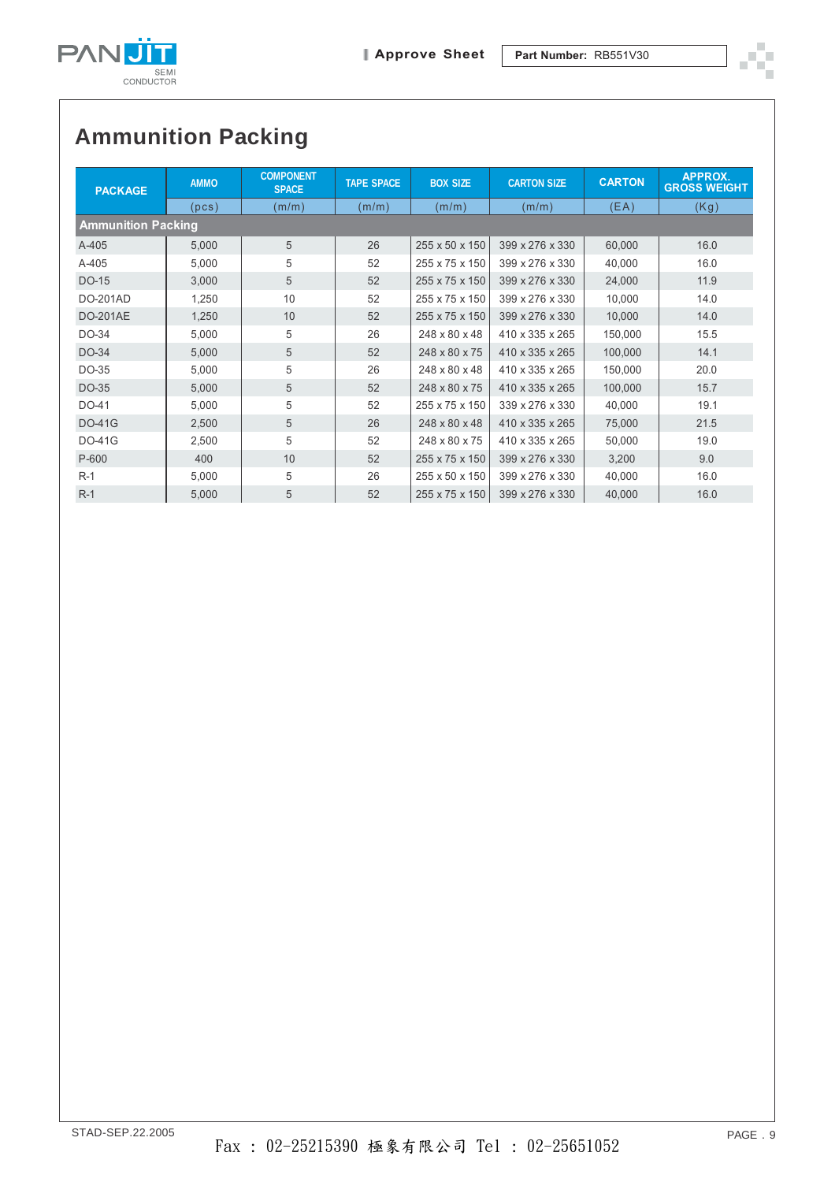# Ammunition Packing

| PACKAGE | AMMO | COMPONENT SPACE | TAPE SPACE | BOX SIZE | CARTON SIZE | CARTON | APPROX. GROSS WEIGHT |
|---|---|---|---|---|---|---|---|
| | (pcs) | (m/m) | (m/m) | (m/m) | (m/m) | (EA) | (Kg) |
| **Ammunition Packing** | | | | | | | |
| A-405 | 5,000 | 5 | 26 | 255 x 50 x 150 | 399 x 276 x 330 | 60,000 | 16.0 |
| A-405 | 5,000 | 5 | 52 | 255 x 75 x 150 | 399 x 276 x 330 | 40,000 | 16.0 |
| DO-15 | 3,000 | 5 | 52 | 255 x 75 x 150 | 399 x 276 x 330 | 24,000 | 11.9 |
| DO-201AD | 1,250 | 10 | 52 | 255 x 75 x 150 | 399 x 276 x 330 | 10,000 | 14.0 |
| DO-201AE | 1,250 | 10 | 52 | 255 x 75 x 150 | 399 x 276 x 330 | 10,000 | 14.0 |
| DO-34 | 5,000 | 5 | 26 | 248 x 80 x 48 | 410 x 335 x 265 | 150,000 | 15.5 |
| DO-34 | 5,000 | 5 | 52 | 248 x 80 x 75 | 410 x 335 x 265 | 100,000 | 14.1 |
| DO-35 | 5,000 | 5 | 26 | 248 x 80 x 48 | 410 x 335 x 265 | 150,000 | 20.0 |
| DO-35 | 5,000 | 5 | 52 | 248 x 80 x 75 | 410 x 335 x 265 | 100,000 | 15.7 |
| DO-41 | 5,000 | 5 | 52 | 255 x 75 x 150 | 339 x 276 x 330 | 40,000 | 19.1 |
| DO-41G | 2,500 | 5 | 26 | 248 x 80 x 48 | 410 x 335 x 265 | 75,000 | 21.5 |
| DO-41G | 2,500 | 5 | 52 | 248 x 80 x 75 | 410 x 335 x 265 | 50,000 | 19.0 |
| P-600 | 400 | 10 | 52 | 255 x 75 x 150 | 399 x 276 x 330 | 3,200 | 9.0 |
| R-1 | 5,000 | 5 | 26 | 255 x 50 x 150 | 399 x 276 x 330 | 40,000 | 16.0 |
| R-1 | 5,000 | 5 | 52 | 255 x 75 x 150 | 399 x 276 x 330 | 40,000 | 16.0 |

STAD-SEP.22.2005

Fax : 02-25215390 極象有限公司 Tel : 02-25651052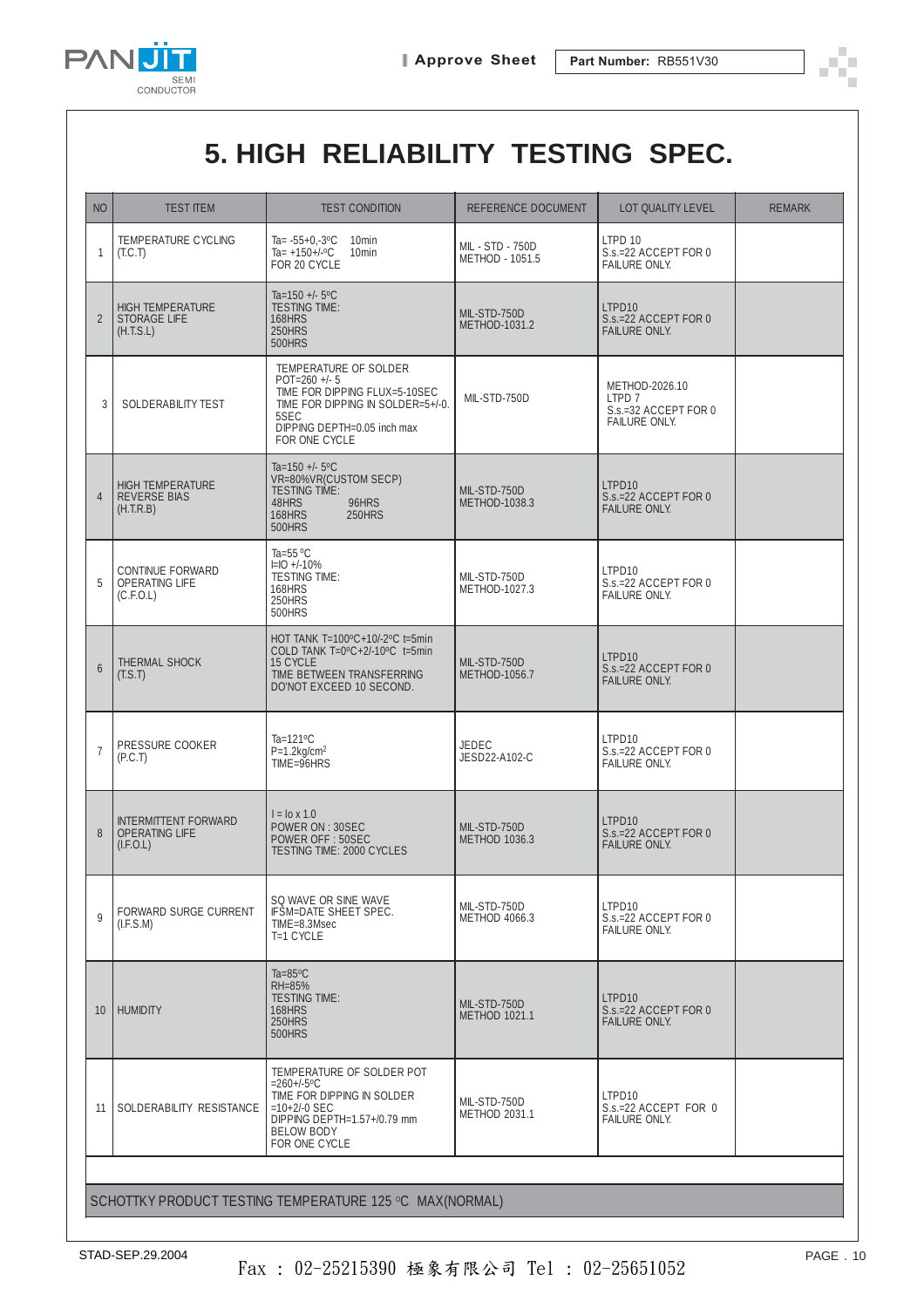# 5. HIGH RELIABILITY TESTING SPEC.

| NO | TEST ITEM | TEST CONDITION | REFERENCE DOCUMENT | LOT QUALITY LEVEL | REMARK |
|---|---|---|---|---|---|
| 1 | TEMPERATURE CYCLING (T.C.T) | Ta= -55+0,-3ºC 10min<br>Ta= +150+/-ºC 10min<br>FOR 20 CYCLE | MIL - STD - 750D METHOD - 1051.5 | LTPD 10<br>S.s.=22 ACCEPT FOR 0 FAILURE ONLY. | |
| 2 | HIGH TEMPERATURE STORAGE LIFE (H.T.S.L) | Ta=150 +/- 5ºC<br>TESTING TIME:<br>168HRS<br>250HRS<br>500HRS | MIL-STD-750D METHOD-1031.2 | LTPD10<br>S.s.=22 ACCEPT FOR 0 FAILURE ONLY. | |
| 3 | SOLDERABILITY TEST | TEMPERATURE OF SOLDER POT=260 +/- 5<br>TIME FOR DIPPING FLUX=5-10SEC<br>TIME FOR DIPPING IN SOLDER=5+/-0.5SEC<br>DIPPING DEPTH=0.05 inch max<br>FOR ONE CYCLE | MIL-STD-750D | METHOD-2026.10<br>LTPD 7<br>S.s.=32 ACCEPT FOR 0 FAILURE ONLY. | |
| 4 | HIGH TEMPERATURE REVERSE BIAS (H.T.R.B) | Ta=150 +/- 5ºC<br>VR=80%VR(CUSTOM SECP)<br>TESTING TIME:<br>48HRS 96HRS<br>168HRS 250HRS<br>500HRS | MIL-STD-750D METHOD-1038.3 | LTPD10<br>S.s.=22 ACCEPT FOR 0 FAILURE ONLY. | |
| 5 | CONTINUE FORWARD OPERATING LIFE (C.F.O.L) | Ta=55 ºC<br>I=IO +/-10%<br>TESTING TIME:<br>168HRS<br>250HRS<br>500HRS | MIL-STD-750D METHOD-1027.3 | LTPD10<br>S.s.=22 ACCEPT FOR 0 FAILURE ONLY. | |
| 6 | THERMAL SHOCK (T.S.T) | HOT TANK T=100ºC+10/-2ºC t=5min<br>COLD TANK T=0ºC+2/-10ºC t=5min<br>15 CYCLE<br>TIME BETWEEN TRANSFERRING DO'NOT EXCEED 10 SECOND. | MIL-STD-750D METHOD-1056.7 | LTPD10<br>S.s.=22 ACCEPT FOR 0 FAILURE ONLY. | |
| 7 | PRESSURE COOKER (P.C.T) | Ta=121ºC<br>P=1.2kg/cm²<br>TIME=96HRS | JEDEC JESD22-A102-C | LTPD10<br>S.s.=22 ACCEPT FOR 0 FAILURE ONLY. | |
| 8 | INTERMITTENT FORWARD OPERATING LIFE (I.F.O.L) | I = Io x 1.0<br>POWER ON : 30SEC<br>POWER OFF : 50SEC<br>TESTING TIME: 2000 CYCLES | MIL-STD-750D METHOD 1036.3 | LTPD10<br>S.s.=22 ACCEPT FOR 0 FAILURE ONLY. | |
| 9 | FORWARD SURGE CURRENT (I.F.S.M) | SQ WAVE OR SINE WAVE<br>IFSM=DATE SHEET SPEC.<br>TIME=8.3Msec<br>T=1 CYCLE | MIL-STD-750D METHOD 4066.3 | LTPD10<br>S.s.=22 ACCEPT FOR 0 FAILURE ONLY. | |
| 10 | HUMIDITY | Ta=85ºC<br>RH=85%<br>TESTING TIME:<br>168HRS<br>250HRS<br>500HRS | MIL-STD-750D METHOD 1021.1 | LTPD10<br>S.s.=22 ACCEPT FOR 0 FAILURE ONLY. | |
| 11 | SOLDERABILITY RESISTANCE | TEMPERATURE OF SOLDER POT =260+/-5ºC<br>TIME FOR DIPPING IN SOLDER =10+2/-0 SEC<br>DIPPING DEPTH=1.57+/0.79 mm BELOW BODY<br>FOR ONE CYCLE | MIL-STD-750D METHOD 2031.1 | LTPD10<br>S.s.=22 ACCEPT FOR 0 FAILURE ONLY. | |

SCHOTTKY PRODUCT TESTING TEMPERATURE 125 ºC MAX(NORMAL)

STAD-SEP.29.2004

Fax : 02-25215390 極象有限公司 Tel : 02-25651052